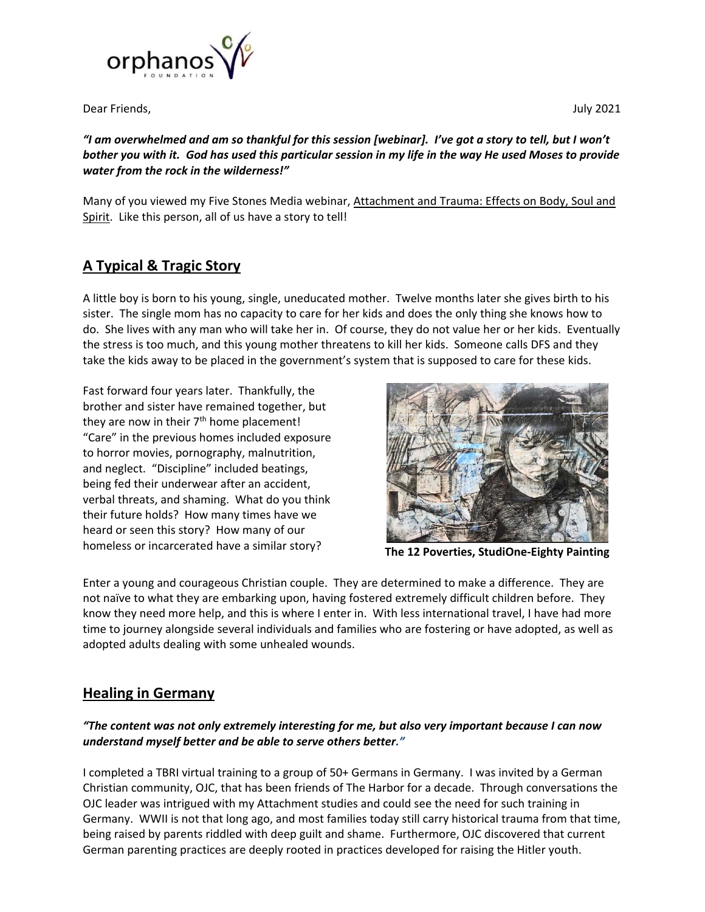Dear Friends,

July 2021

***"I am overwhelmed and am so thankful for this session [webinar]. I've got a story to tell, but I won't bother you with it. God has used this particular session in my life in the way He used Moses to provide water from the rock in the wilderness!"***

Many of you viewed my Five Stones Media webinar, Attachment and Trauma: Effects on Body, Soul and Spirit. Like this person, all of us have a story to tell!

## A Typical & Tragic Story

A little boy is born to his young, single, uneducated mother. Twelve months later she gives birth to his sister. The single mom has no capacity to care for her kids and does the only thing she knows how to do. She lives with any man who will take her in. Of course, they do not value her or her kids. Eventually the stress is too much, and this young mother threatens to kill her kids. Someone calls DFS and they take the kids away to be placed in the government's system that is supposed to care for these kids.

Fast forward four years later. Thankfully, the brother and sister have remained together, but they are now in their 7th home placement! "Care" in the previous homes included exposure to horror movies, pornography, malnutrition, and neglect. "Discipline" included beatings, being fed their underwear after an accident, verbal threats, and shaming. What do you think their future holds? How many times have we heard or seen this story? How many of our homeless or incarcerated have a similar story?

**The 12 Poverties, StudiOne-Eighty Painting**

Enter a young and courageous Christian couple. They are determined to make a difference. They are not naïve to what they are embarking upon, having fostered extremely difficult children before. They know they need more help, and this is where I enter in. With less international travel, I have had more time to journey alongside several individuals and families who are fostering or have adopted, as well as adopted adults dealing with some unhealed wounds.

## Healing in Germany

***"The content was not only extremely interesting for me, but also very important because I can now understand myself better and be able to serve others better."***

I completed a TBRI virtual training to a group of 50+ Germans in Germany. I was invited by a German Christian community, OJC, that has been friends of The Harbor for a decade. Through conversations the OJC leader was intrigued with my Attachment studies and could see the need for such training in Germany. WWII is not that long ago, and most families today still carry historical trauma from that time, being raised by parents riddled with deep guilt and shame. Furthermore, OJC discovered that current German parenting practices are deeply rooted in practices developed for raising the Hitler youth.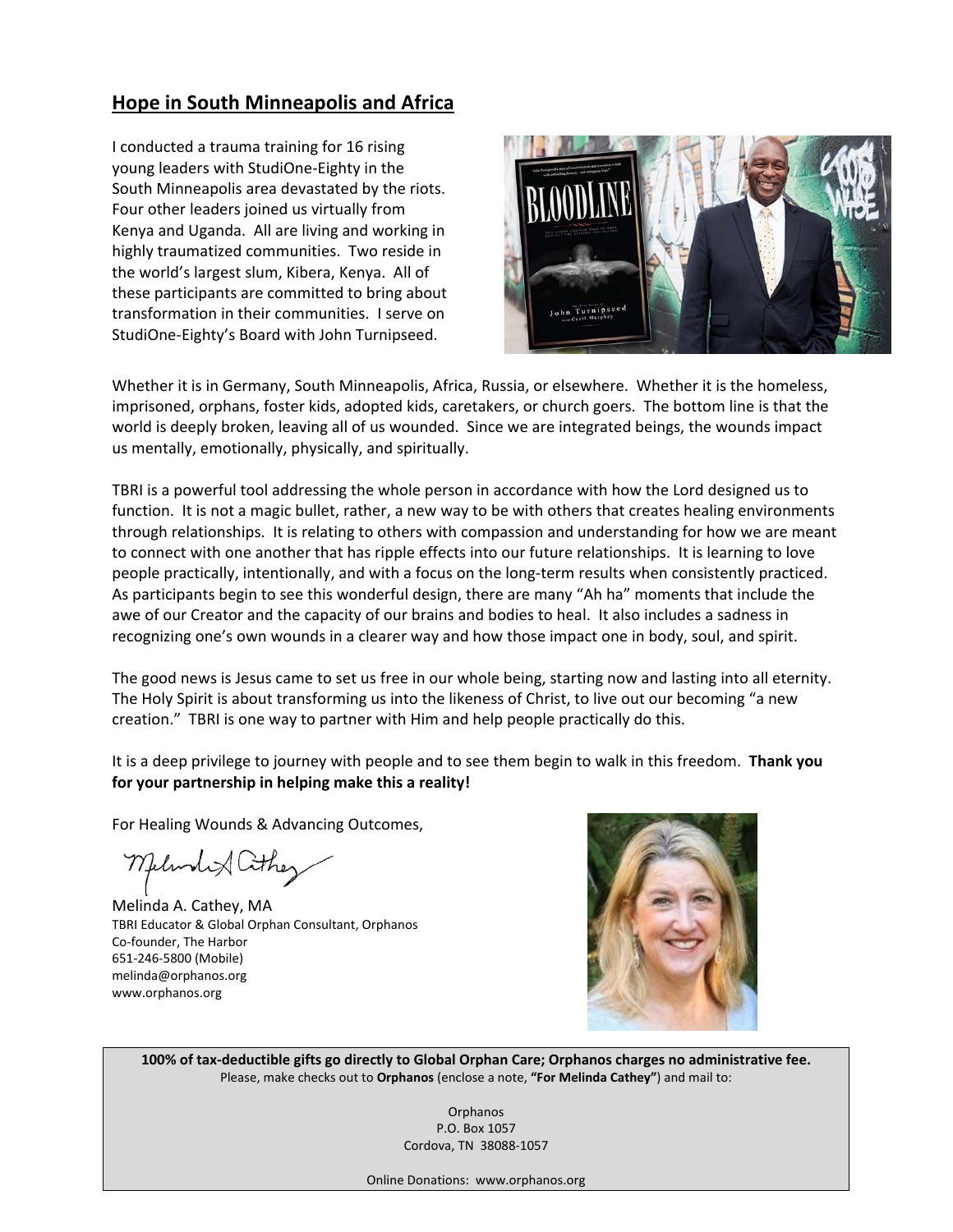## Hope in South Minneapolis and Africa

I conducted a trauma training for 16 rising young leaders with StudiOne-Eighty in the South Minneapolis area devastated by the riots. Four other leaders joined us virtually from Kenya and Uganda. All are living and working in highly traumatized communities. Two reside in the world's largest slum, Kibera, Kenya. All of these participants are committed to bring about transformation in their communities. I serve on StudiOne-Eighty's Board with John Turnipseed.

Whether it is in Germany, South Minneapolis, Africa, Russia, or elsewhere. Whether it is the homeless, imprisoned, orphans, foster kids, adopted kids, caretakers, or church goers. The bottom line is that the world is deeply broken, leaving all of us wounded. Since we are integrated beings, the wounds impact us mentally, emotionally, physically, and spiritually.

TBRI is a powerful tool addressing the whole person in accordance with how the Lord designed us to function. It is not a magic bullet, rather, a new way to be with others that creates healing environments through relationships. It is relating to others with compassion and understanding for how we are meant to connect with one another that has ripple effects into our future relationships. It is learning to love people practically, intentionally, and with a focus on the long-term results when consistently practiced. As participants begin to see this wonderful design, there are many "Ah ha" moments that include the awe of our Creator and the capacity of our brains and bodies to heal. It also includes a sadness in recognizing one's own wounds in a clearer way and how those impact one in body, soul, and spirit.

The good news is Jesus came to set us free in our whole being, starting now and lasting into all eternity. The Holy Spirit is about transforming us into the likeness of Christ, to live out our becoming "a new creation." TBRI is one way to partner with Him and help people practically do this.

It is a deep privilege to journey with people and to see them begin to walk in this freedom. **Thank you for your partnership in helping make this a reality!**

For Healing Wounds & Advancing Outcomes,

Melinda A. Cathey, MA
TBRI Educator & Global Orphan Consultant, Orphanos
Co-founder, The Harbor
651-246-5800 (Mobile)
melinda@orphanos.org
www.orphanos.org

**100% of tax-deductible gifts go directly to Global Orphan Care; Orphanos charges no administrative fee.**
Please, make checks out to **Orphanos** (enclose a note, **"For Melinda Cathey"**) and mail to:

Orphanos
P.O. Box 1057
Cordova, TN 38088-1057

Online Donations: www.orphanos.org